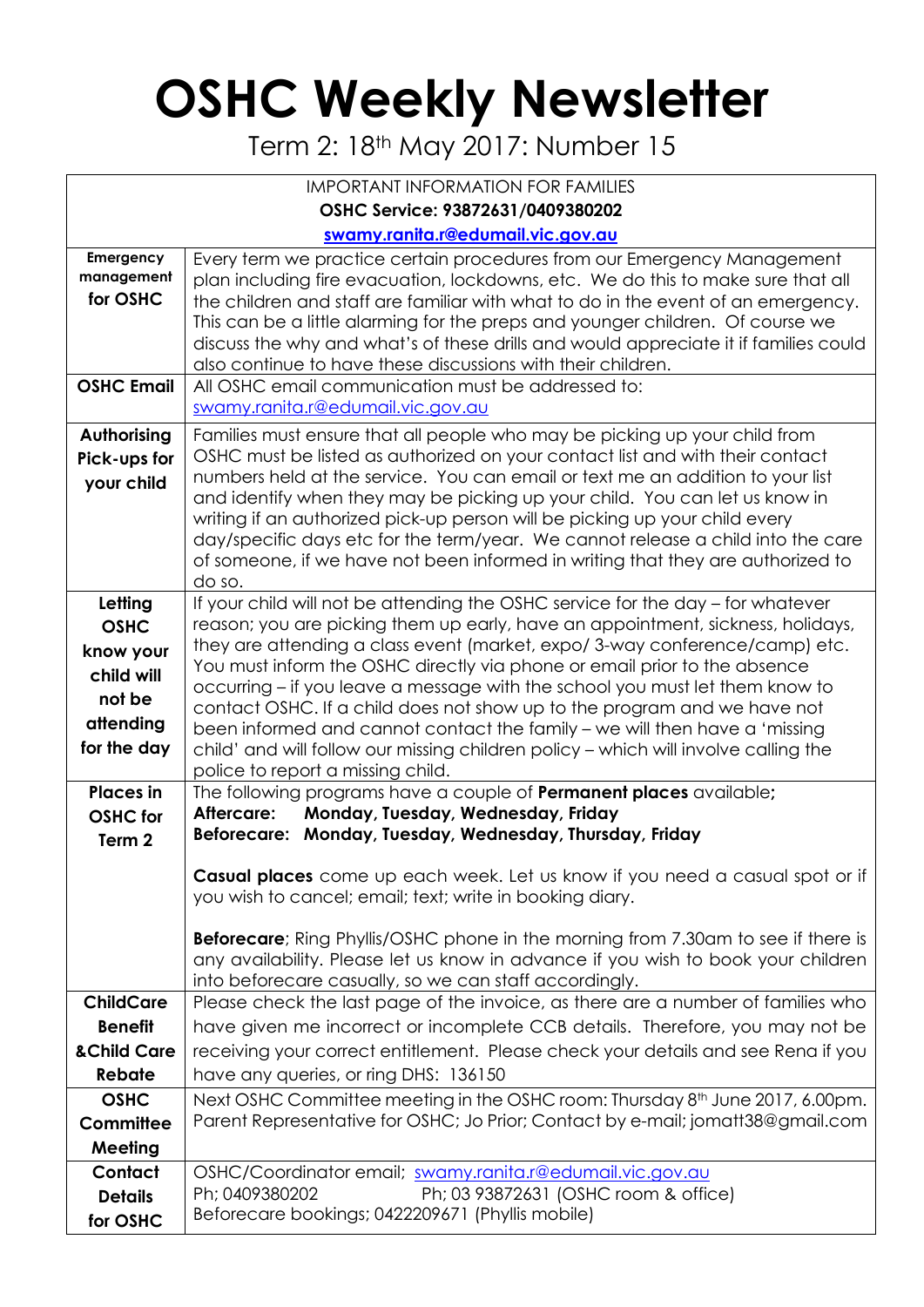# OSHC Weekly Newsletter

Term 2: 18th May 2017: Number 15

| IMPORTANT INFORMATION FOR FAMILIES<br>**OSHC Service: 93872631/0409380202**<br>**swamy.ranita.r@edumail.vic.gov.au** | |
|---|---|
| **Emergency management for OSHC** | Every term we practice certain procedures from our Emergency Management plan including fire evacuation, lockdowns, etc. We do this to make sure that all the children and staff are familiar with what to do in the event of an emergency. This can be a little alarming for the preps and younger children. Of course we discuss the why and what's of these drills and would appreciate it if families could also continue to have these discussions with their children. |
| **OSHC Email** | All OSHC email communication must be addressed to: swamy.ranita.r@edumail.vic.gov.au |
| **Authorising Pick-ups for your child** | Families must ensure that all people who may be picking up your child from OSHC must be listed as authorized on your contact list and with their contact numbers held at the service. You can email or text me an addition to your list and identify when they may be picking up your child. You can let us know in writing if an authorized pick-up person will be picking up your child every day/specific days etc for the term/year. We cannot release a child into the care of someone, if we have not been informed in writing that they are authorized to do so. |
| **Letting OSHC know your child will not be attending for the day** | If your child will not be attending the OSHC service for the day – for whatever reason; you are picking them up early, have an appointment, sickness, holidays, they are attending a class event (market, expo/ 3-way conference/camp) etc. You must inform the OSHC directly via phone or email prior to the absence occurring – if you leave a message with the school you must let them know to contact OSHC. If a child does not show up to the program and we have not been informed and cannot contact the family – we will then have a 'missing child' and will follow our missing children policy – which will involve calling the police to report a missing child. |
| **Places in OSHC for Term 2** | The following programs have a couple of **Permanent places** available;<br>**Aftercare: Monday, Tuesday, Wednesday, Friday**<br>**Beforecare: Monday, Tuesday, Wednesday, Thursday, Friday**<br><br>**Casual places** come up each week. Let us know if you need a casual spot or if you wish to cancel; email; text; write in booking diary.<br><br>**Beforecare**; Ring Phyllis/OSHC phone in the morning from 7.30am to see if there is any availability. Please let us know in advance if you wish to book your children into beforecare casually, so we can staff accordingly. |
| **ChildCare Benefit &Child Care Rebate** | Please check the last page of the invoice, as there are a number of families who have given me incorrect or incomplete CCB details. Therefore, you may not be receiving your correct entitlement. Please check your details and see Rena if you have any queries, or ring DHS: 136150 |
| **OSHC Committee Meeting** | Next OSHC Committee meeting in the OSHC room: Thursday 8th June 2017, 6.00pm. Parent Representative for OSHC; Jo Prior; Contact by e-mail; jomatt38@gmail.com |
| **Contact Details for OSHC** | OSHC/Coordinator email; swamy.ranita.r@edumail.vic.gov.au<br>Ph; 0409380202 Ph; 03 93872631 (OSHC room & office)<br>Beforecare bookings; 0422209671 (Phyllis mobile) |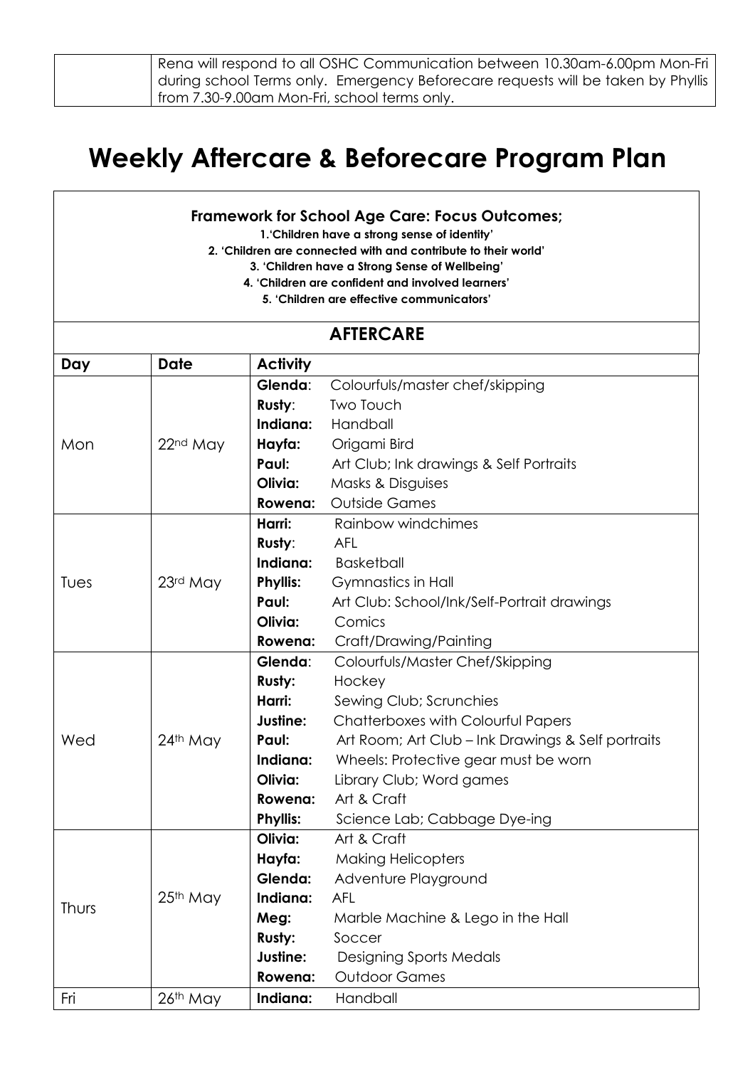| | Rena will respond to all OSHC Communication between 10.30am-6.00pm Mon-Fri during school Terms only. Emergency Beforecare requests will be taken by Phyllis from 7.30-9.00am Mon-Fri, school terms only. |
|---|---|

# Weekly Aftercare & Beforecare Program Plan

**Framework for School Age Care: Focus Outcomes;**

**1.'Children have a strong sense of identity'**
**2. 'Children are connected with and contribute to their world'**
**3. 'Children have a Strong Sense of Wellbeing'**
**4. 'Children are confident and involved learners'**
**5. 'Children are effective communicators'**

## AFTERCARE

| Day | Date | Activity | |
|---|---|---|---|
| Mon | 22nd May | **Glenda**: | Colourfuls/master chef/skipping |
| | | **Rusty**: | Two Touch |
| | | **Indiana:** | Handball |
| | | **Hayfa:** | Origami Bird |
| | | **Paul:** | Art Club; Ink drawings & Self Portraits |
| | | **Olivia:** | Masks & Disguises |
| | | **Rowena:** | Outside Games |
| Tues | 23rd May | **Harri:** | Rainbow windchimes |
| | | **Rusty**: | AFL |
| | | **Indiana:** | Basketball |
| | | **Phyllis:** | Gymnastics in Hall |
| | | **Paul:** | Art Club: School/Ink/Self-Portrait drawings |
| | | **Olivia:** | Comics |
| | | **Rowena:** | Craft/Drawing/Painting |
| Wed | 24th May | **Glenda**: | Colourfuls/Master Chef/Skipping |
| | | **Rusty:** | Hockey |
| | | **Harri:** | Sewing Club; Scrunchies |
| | | **Justine:** | Chatterboxes with Colourful Papers |
| | | **Paul:** | Art Room; Art Club – Ink Drawings & Self portraits |
| | | **Indiana:** | Wheels: Protective gear must be worn |
| | | **Olivia:** | Library Club; Word games |
| | | **Rowena:** | Art & Craft |
| | | **Phyllis:** | Science Lab; Cabbage Dye-ing |
| Thurs | 25th May | **Olivia:** | Art & Craft |
| | | **Hayfa:** | Making Helicopters |
| | | **Glenda:** | Adventure Playground |
| | | **Indiana:** | AFL |
| | | **Meg:** | Marble Machine & Lego in the Hall |
| | | **Rusty:** | Soccer |
| | | **Justine:** | Designing Sports Medals |
| | | **Rowena:** | Outdoor Games |
| Fri | 26th May | **Indiana:** | Handball |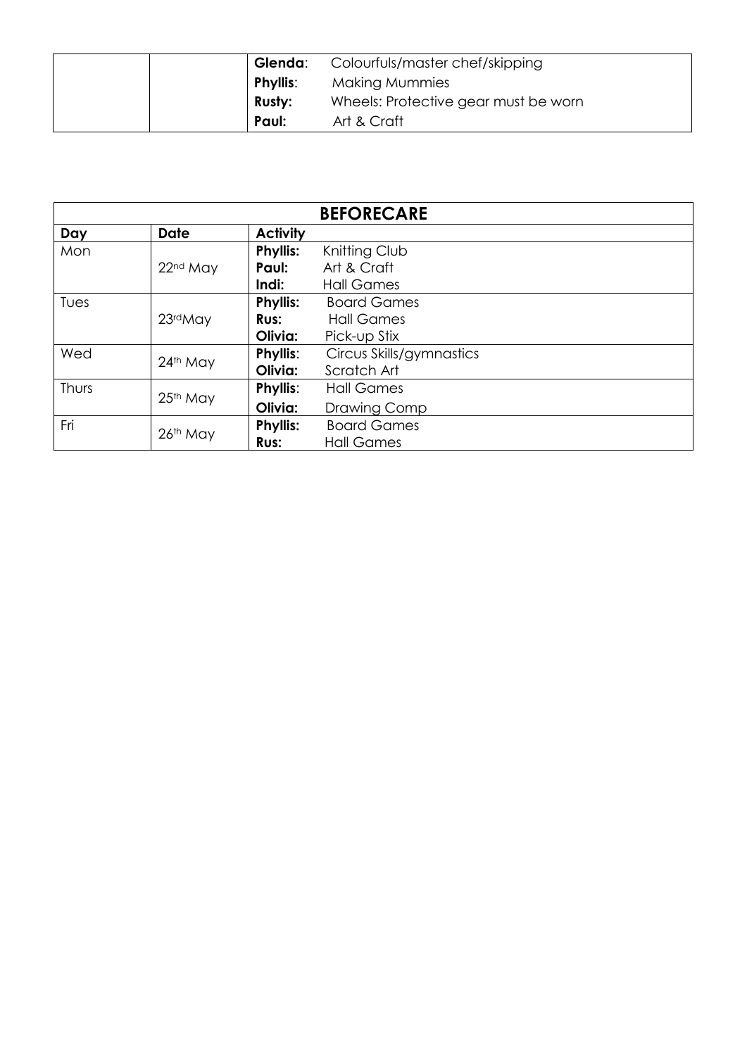| | | |
|---|---|---|
| | | **Glenda**: Colourfuls/master chef/skipping<br>**Phyllis**: Making Mummies<br>**Rusty:** Wheels: Protective gear must be worn<br>**Paul:** Art & Craft |

| **BEFORECARE** | | |
|---|---|---|
| **Day** | **Date** | **Activity** |
| Mon | 22nd May | **Phyllis:** Knitting Club<br>**Paul:** Art & Craft<br>**Indi:** Hall Games |
| Tues | 23rdMay | **Phyllis:** Board Games<br>**Rus:** Hall Games<br>**Olivia:** Pick-up Stix |
| Wed | 24th May | **Phyllis**: Circus Skills/gymnastics<br>**Olivia:** Scratch Art |
| Thurs | 25th May | **Phyllis**: Hall Games<br>**Olivia:** Drawing Comp |
| Fri | 26th May | **Phyllis:** Board Games<br>**Rus:** Hall Games |